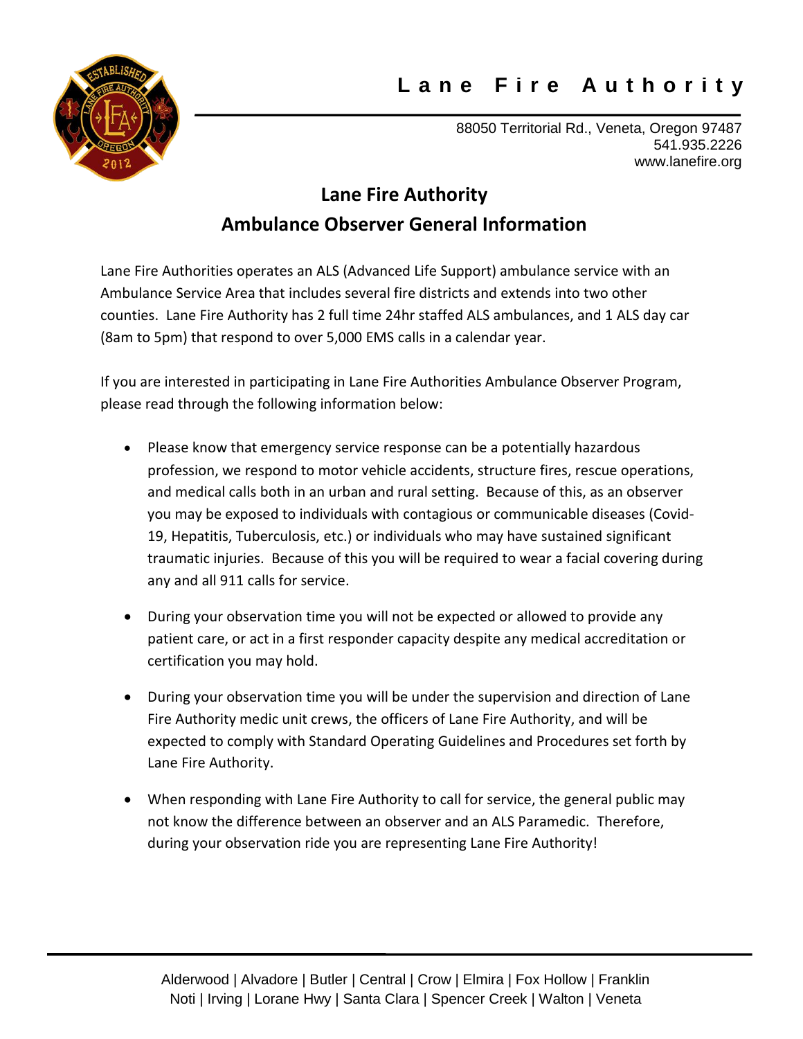# Lane Fire Authority

88050 Territorial Rd., Veneta, Oregon 97487
541.935.2226
www.lanefire.org

## Lane Fire Authority
## Ambulance Observer General Information

Lane Fire Authorities operates an ALS (Advanced Life Support) ambulance service with an Ambulance Service Area that includes several fire districts and extends into two other counties. Lane Fire Authority has 2 full time 24hr staffed ALS ambulances, and 1 ALS day car (8am to 5pm) that respond to over 5,000 EMS calls in a calendar year.

If you are interested in participating in Lane Fire Authorities Ambulance Observer Program, please read through the following information below:

- Please know that emergency service response can be a potentially hazardous profession, we respond to motor vehicle accidents, structure fires, rescue operations, and medical calls both in an urban and rural setting. Because of this, as an observer you may be exposed to individuals with contagious or communicable diseases (Covid-19, Hepatitis, Tuberculosis, etc.) or individuals who may have sustained significant traumatic injuries. Because of this you will be required to wear a facial covering during any and all 911 calls for service.

- During your observation time you will not be expected or allowed to provide any patient care, or act in a first responder capacity despite any medical accreditation or certification you may hold.

- During your observation time you will be under the supervision and direction of Lane Fire Authority medic unit crews, the officers of Lane Fire Authority, and will be expected to comply with Standard Operating Guidelines and Procedures set forth by Lane Fire Authority.

- When responding with Lane Fire Authority to call for service, the general public may not know the difference between an observer and an ALS Paramedic. Therefore, during your observation ride you are representing Lane Fire Authority!

Alderwood | Alvadore | Butler | Central | Crow | Elmira | Fox Hollow | Franklin
Noti | Irving | Lorane Hwy | Santa Clara | Spencer Creek | Walton | Veneta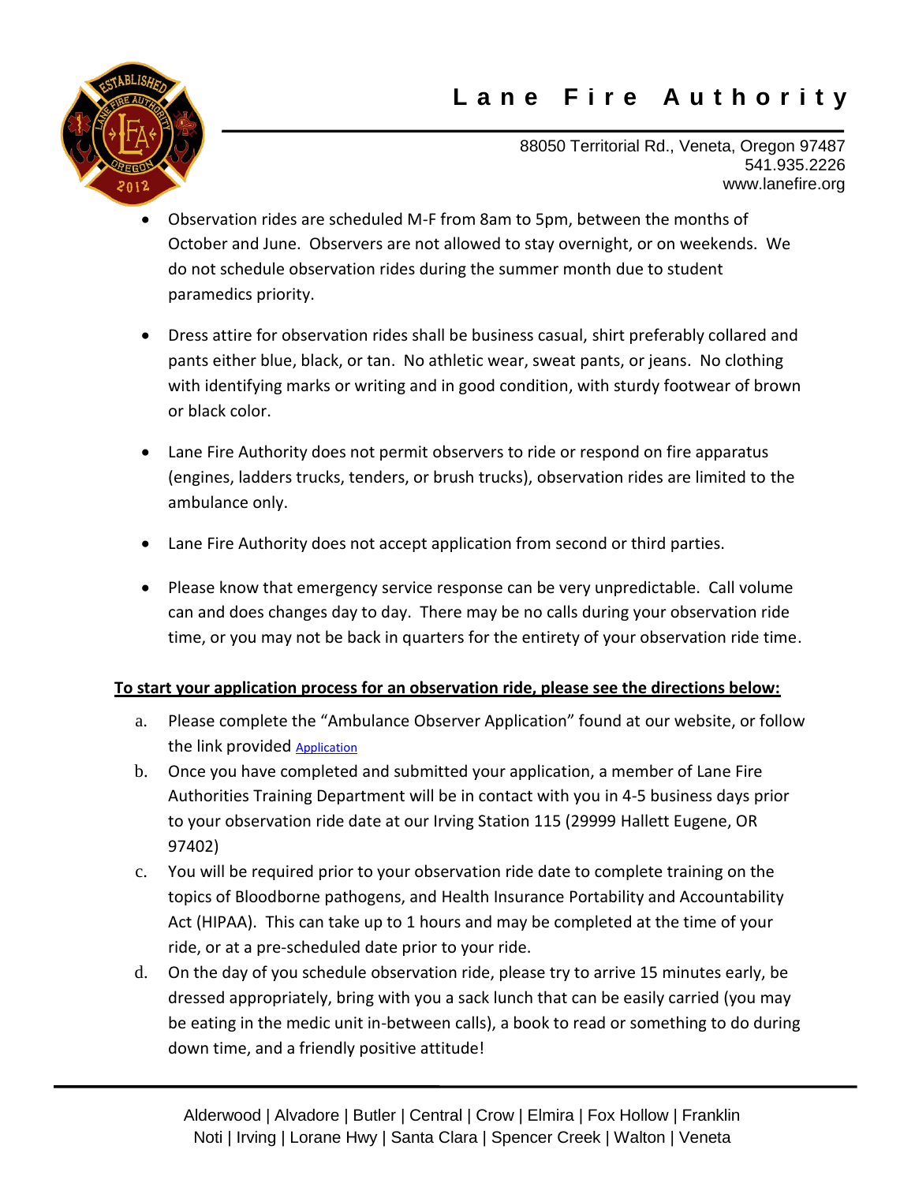- Observation rides are scheduled M-F from 8am to 5pm, between the months of October and June. Observers are not allowed to stay overnight, or on weekends. We do not schedule observation rides during the summer month due to student paramedics priority.

- Dress attire for observation rides shall be business casual, shirt preferably collared and pants either blue, black, or tan. No athletic wear, sweat pants, or jeans. No clothing with identifying marks or writing and in good condition, with sturdy footwear of brown or black color.

- Lane Fire Authority does not permit observers to ride or respond on fire apparatus (engines, ladders trucks, tenders, or brush trucks), observation rides are limited to the ambulance only.

- Lane Fire Authority does not accept application from second or third parties.

- Please know that emergency service response can be very unpredictable. Call volume can and does changes day to day. There may be no calls during your observation ride time, or you may not be back in quarters for the entirety of your observation ride time.

**To start your application process for an observation ride, please see the directions below:**

a. Please complete the "Ambulance Observer Application" found at our website, or follow the link provided Application
b. Once you have completed and submitted your application, a member of Lane Fire Authorities Training Department will be in contact with you in 4-5 business days prior to your observation ride date at our Irving Station 115 (29999 Hallett Eugene, OR 97402)
c. You will be required prior to your observation ride date to complete training on the topics of Bloodborne pathogens, and Health Insurance Portability and Accountability Act (HIPAA). This can take up to 1 hours and may be completed at the time of your ride, or at a pre-scheduled date prior to your ride.
d. On the day of you schedule observation ride, please try to arrive 15 minutes early, be dressed appropriately, bring with you a sack lunch that can be easily carried (you may be eating in the medic unit in-between calls), a book to read or something to do during down time, and a friendly positive attitude!